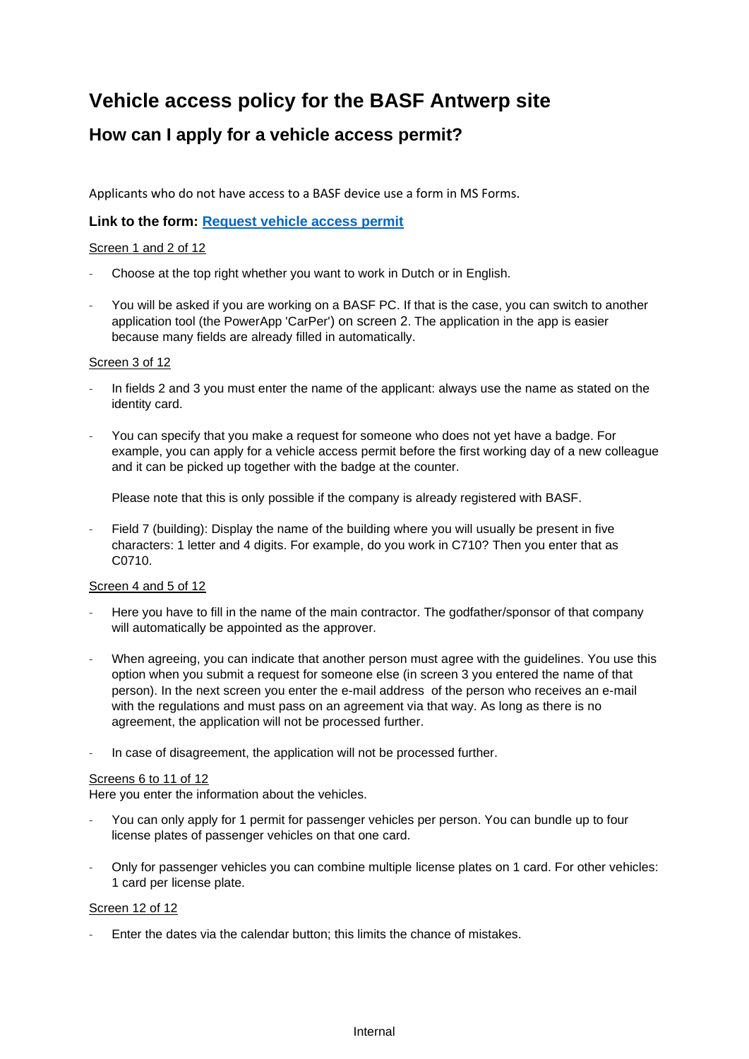# Vehicle access policy for the BASF Antwerp site

## How can I apply for a vehicle access permit?

Applicants who do not have access to a BASF device use a form in MS Forms.

**Link to the form: [Request vehicle access permit]()**

Screen 1 and 2 of 12

- Choose at the top right whether you want to work in Dutch or in English.
- You will be asked if you are working on a BASF PC. If that is the case, you can switch to another application tool (the PowerApp 'CarPer') on screen 2. The application in the app is easier because many fields are already filled in automatically.

Screen 3 of 12

- In fields 2 and 3 you must enter the name of the applicant: always use the name as stated on the identity card.
- You can specify that you make a request for someone who does not yet have a badge. For example, you can apply for a vehicle access permit before the first working day of a new colleague and it can be picked up together with the badge at the counter.

  Please note that this is only possible if the company is already registered with BASF.
- Field 7 (building): Display the name of the building where you will usually be present in five characters: 1 letter and 4 digits. For example, do you work in C710? Then you enter that as C0710.

Screen 4 and 5 of 12

- Here you have to fill in the name of the main contractor. The godfather/sponsor of that company will automatically be appointed as the approver.
- When agreeing, you can indicate that another person must agree with the guidelines. You use this option when you submit a request for someone else (in screen 3 you entered the name of that person). In the next screen you enter the e-mail address of the person who receives an e-mail with the regulations and must pass on an agreement via that way. As long as there is no agreement, the application will not be processed further.
- In case of disagreement, the application will not be processed further.

Screens 6 to 11 of 12

Here you enter the information about the vehicles.

- You can only apply for 1 permit for passenger vehicles per person. You can bundle up to four license plates of passenger vehicles on that one card.
- Only for passenger vehicles you can combine multiple license plates on 1 card. For other vehicles: 1 card per license plate.

Screen 12 of 12

- Enter the dates via the calendar button; this limits the chance of mistakes.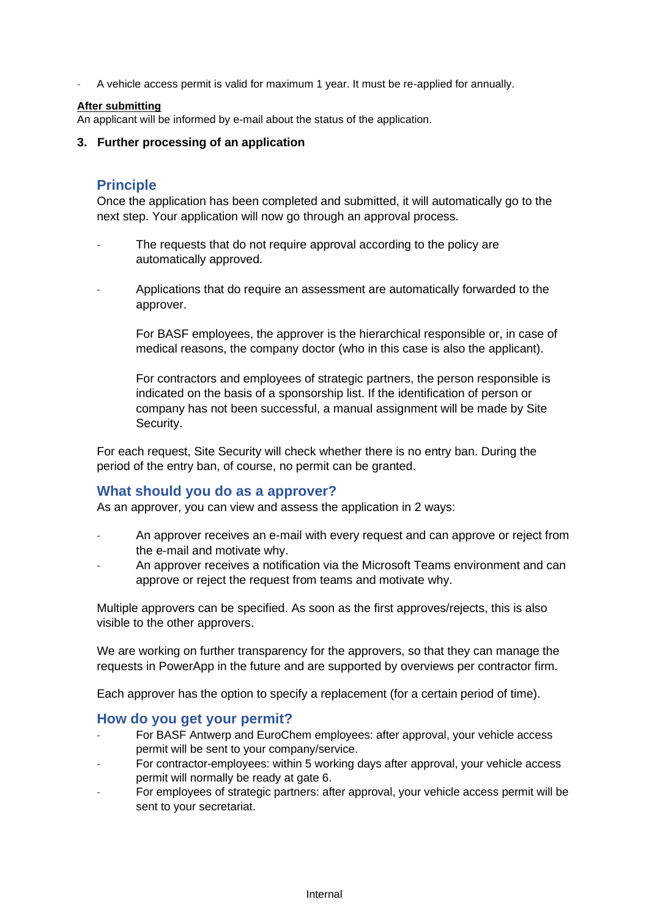- A vehicle access permit is valid for maximum 1 year. It must be re-applied for annually.

**After submitting**

An applicant will be informed by e-mail about the status of the application.

**3. Further processing of an application**

## Principle

Once the application has been completed and submitted, it will automatically go to the next step. Your application will now go through an approval process.

- The requests that do not require approval according to the policy are automatically approved.

- Applications that do require an assessment are automatically forwarded to the approver.

  For BASF employees, the approver is the hierarchical responsible or, in case of medical reasons, the company doctor (who in this case is also the applicant).

  For contractors and employees of strategic partners, the person responsible is indicated on the basis of a sponsorship list. If the identification of person or company has not been successful, a manual assignment will be made by Site Security.

For each request, Site Security will check whether there is no entry ban. During the period of the entry ban, of course, no permit can be granted.

## What should you do as a approver?

As an approver, you can view and assess the application in 2 ways:

- An approver receives an e-mail with every request and can approve or reject from the e-mail and motivate why.
- An approver receives a notification via the Microsoft Teams environment and can approve or reject the request from teams and motivate why.

Multiple approvers can be specified. As soon as the first approves/rejects, this is also visible to the other approvers.

We are working on further transparency for the approvers, so that they can manage the requests in PowerApp in the future and are supported by overviews per contractor firm.

Each approver has the option to specify a replacement (for a certain period of time).

## How do you get your permit?

- For BASF Antwerp and EuroChem employees: after approval, your vehicle access permit will be sent to your company/service.
- For contractor-employees: within 5 working days after approval, your vehicle access permit will normally be ready at gate 6.
- For employees of strategic partners: after approval, your vehicle access permit will be sent to your secretariat.